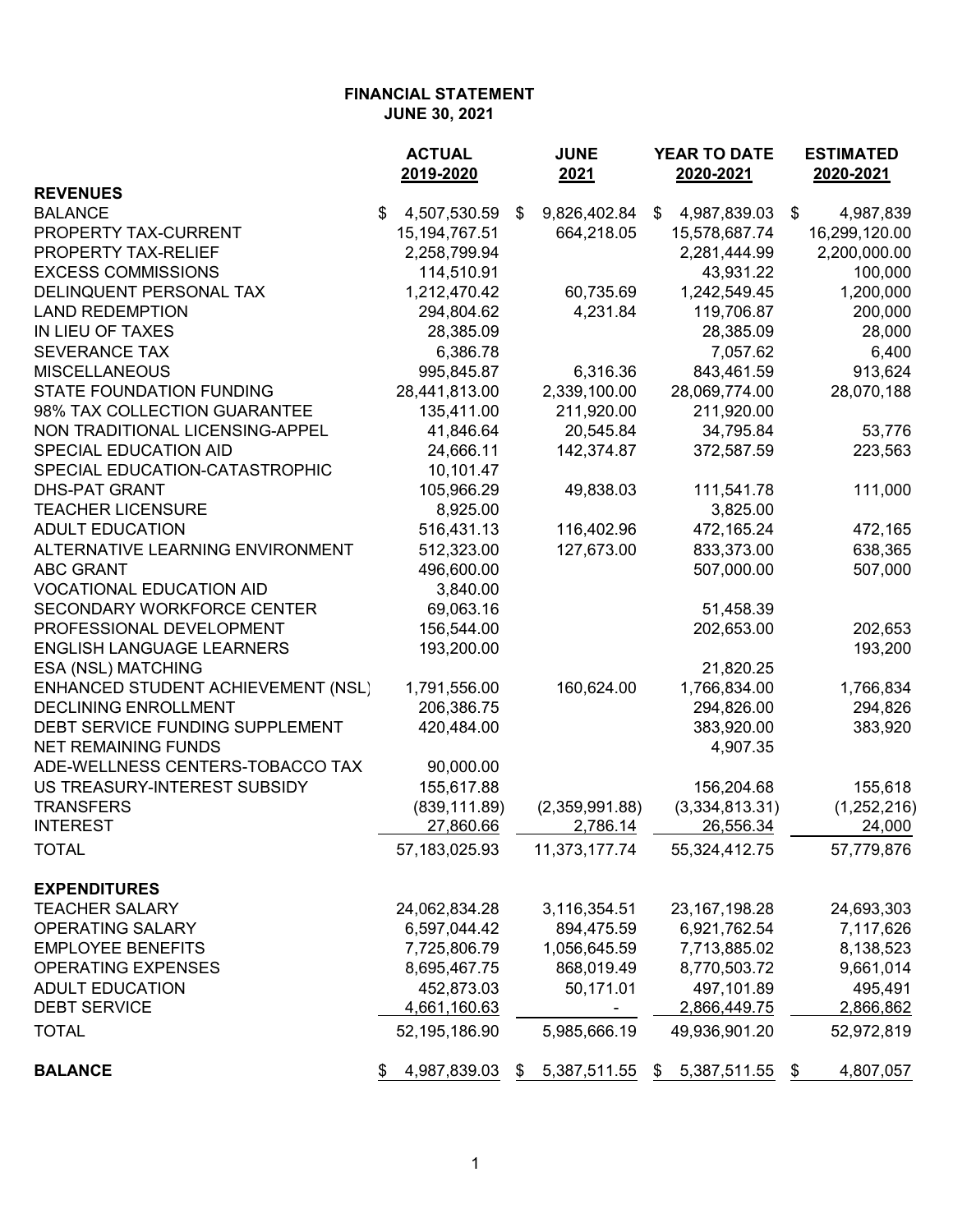**FINANCIAL STATEMENT**
**JUNE 30, 2021**

| | ACTUAL 2019-2020 | JUNE 2021 | YEAR TO DATE 2020-2021 | ESTIMATED 2020-2021 |
|---|---|---|---|---|
| **REVENUES** | | | | |
| BALANCE | $ 4,507,530.59 | $ 9,826,402.84 | $ 4,987,839.03 | $ 4,987,839 |
| PROPERTY TAX-CURRENT | 15,194,767.51 | 664,218.05 | 15,578,687.74 | 16,299,120.00 |
| PROPERTY TAX-RELIEF | 2,258,799.94 | | 2,281,444.99 | 2,200,000.00 |
| EXCESS COMMISSIONS | 114,510.91 | | 43,931.22 | 100,000 |
| DELINQUENT PERSONAL TAX | 1,212,470.42 | 60,735.69 | 1,242,549.45 | 1,200,000 |
| LAND REDEMPTION | 294,804.62 | 4,231.84 | 119,706.87 | 200,000 |
| IN LIEU OF TAXES | 28,385.09 | | 28,385.09 | 28,000 |
| SEVERANCE TAX | 6,386.78 | | 7,057.62 | 6,400 |
| MISCELLANEOUS | 995,845.87 | 6,316.36 | 843,461.59 | 913,624 |
| STATE FOUNDATION FUNDING | 28,441,813.00 | 2,339,100.00 | 28,069,774.00 | 28,070,188 |
| 98% TAX COLLECTION GUARANTEE | 135,411.00 | 211,920.00 | 211,920.00 | |
| NON TRADITIONAL LICENSING-APPEL | 41,846.64 | 20,545.84 | 34,795.84 | 53,776 |
| SPECIAL EDUCATION AID | 24,666.11 | 142,374.87 | 372,587.59 | 223,563 |
| SPECIAL EDUCATION-CATASTROPHIC | 10,101.47 | | | |
| DHS-PAT GRANT | 105,966.29 | 49,838.03 | 111,541.78 | 111,000 |
| TEACHER LICENSURE | 8,925.00 | | 3,825.00 | |
| ADULT EDUCATION | 516,431.13 | 116,402.96 | 472,165.24 | 472,165 |
| ALTERNATIVE LEARNING ENVIRONMENT | 512,323.00 | 127,673.00 | 833,373.00 | 638,365 |
| ABC GRANT | 496,600.00 | | 507,000.00 | 507,000 |
| VOCATIONAL EDUCATION AID | 3,840.00 | | | |
| SECONDARY WORKFORCE CENTER | 69,063.16 | | 51,458.39 | |
| PROFESSIONAL DEVELOPMENT | 156,544.00 | | 202,653.00 | 202,653 |
| ENGLISH LANGUAGE LEARNERS | 193,200.00 | | | 193,200 |
| ESA (NSL) MATCHING | | | 21,820.25 | |
| ENHANCED STUDENT ACHIEVEMENT (NSL) | 1,791,556.00 | 160,624.00 | 1,766,834.00 | 1,766,834 |
| DECLINING ENROLLMENT | 206,386.75 | | 294,826.00 | 294,826 |
| DEBT SERVICE FUNDING SUPPLEMENT | 420,484.00 | | 383,920.00 | 383,920 |
| NET REMAINING FUNDS | | | 4,907.35 | |
| ADE-WELLNESS CENTERS-TOBACCO TAX | 90,000.00 | | | |
| US TREASURY-INTEREST SUBSIDY | 155,617.88 | | 156,204.68 | 155,618 |
| TRANSFERS | (839,111.89) | (2,359,991.88) | (3,334,813.31) | (1,252,216) |
| INTEREST | 27,860.66 | 2,786.14 | 26,556.34 | 24,000 |
| TOTAL | 57,183,025.93 | 11,373,177.74 | 55,324,412.75 | 57,779,876 |
| **EXPENDITURES** | | | | |
| TEACHER SALARY | 24,062,834.28 | 3,116,354.51 | 23,167,198.28 | 24,693,303 |
| OPERATING SALARY | 6,597,044.42 | 894,475.59 | 6,921,762.54 | 7,117,626 |
| EMPLOYEE BENEFITS | 7,725,806.79 | 1,056,645.59 | 7,713,885.02 | 8,138,523 |
| OPERATING EXPENSES | 8,695,467.75 | 868,019.49 | 8,770,503.72 | 9,661,014 |
| ADULT EDUCATION | 452,873.03 | 50,171.01 | 497,101.89 | 495,491 |
| DEBT SERVICE | 4,661,160.63 | - | 2,866,449.75 | 2,866,862 |
| TOTAL | 52,195,186.90 | 5,985,666.19 | 49,936,901.20 | 52,972,819 |
| **BALANCE** | $ 4,987,839.03 | $ 5,387,511.55 | $ 5,387,511.55 | $ 4,807,057 |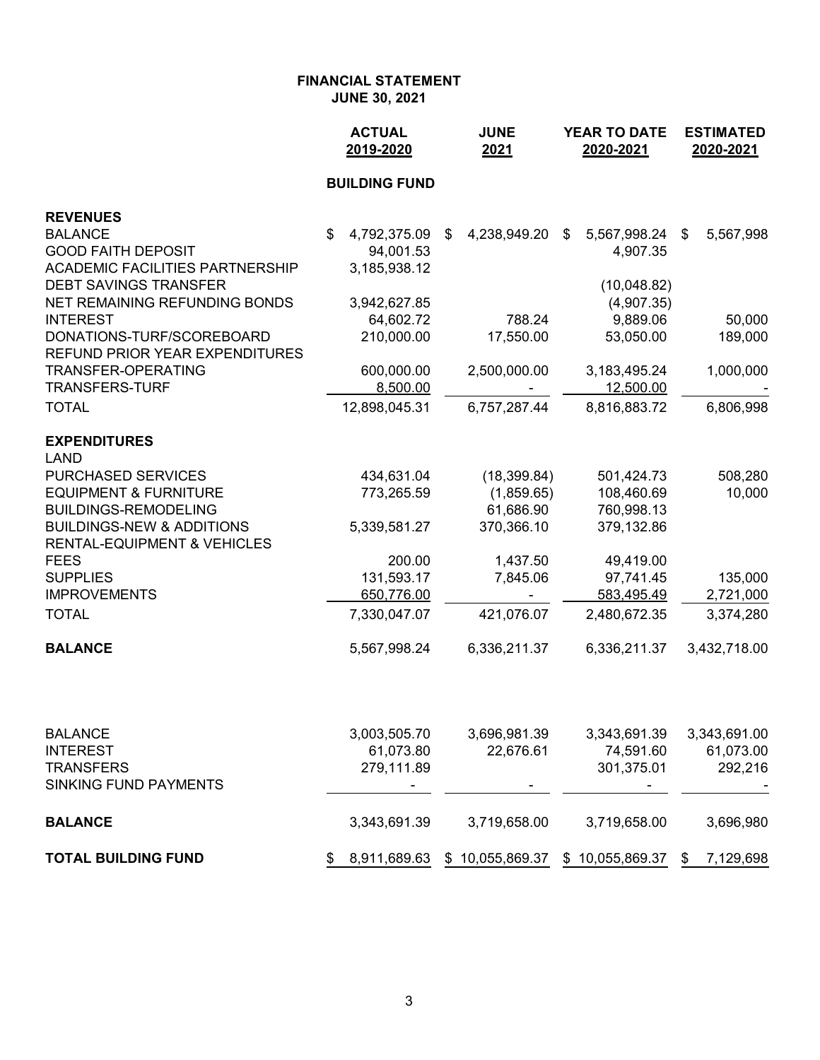# FINANCIAL STATEMENT
## JUNE 30, 2021

| | ACTUAL 2019-2020 | JUNE 2021 | YEAR TO DATE 2020-2021 | ESTIMATED 2020-2021 |
|---|---|---|---|---|
| | **BUILDING FUND** | | | |
| **REVENUES** | | | | |
| BALANCE | $ 4,792,375.09 | $ 4,238,949.20 | $ 5,567,998.24 | $ 5,567,998 |
| GOOD FAITH DEPOSIT | 94,001.53 | | 4,907.35 | |
| ACADEMIC FACILITIES PARTNERSHIP | 3,185,938.12 | | | |
| DEBT SAVINGS TRANSFER | | | (10,048.82) | |
| NET REMAINING REFUNDING BONDS | 3,942,627.85 | | (4,907.35) | |
| INTEREST | 64,602.72 | 788.24 | 9,889.06 | 50,000 |
| DONATIONS-TURF/SCOREBOARD | 210,000.00 | 17,550.00 | 53,050.00 | 189,000 |
| REFUND PRIOR YEAR EXPENDITURES | | | | |
| TRANSFER-OPERATING | 600,000.00 | 2,500,000.00 | 3,183,495.24 | 1,000,000 |
| TRANSFERS-TURF | 8,500.00 | - | 12,500.00 | - |
| TOTAL | 12,898,045.31 | 6,757,287.44 | 8,816,883.72 | 6,806,998 |
| **EXPENDITURES** | | | | |
| LAND | | | | |
| PURCHASED SERVICES | 434,631.04 | (18,399.84) | 501,424.73 | 508,280 |
| EQUIPMENT & FURNITURE | 773,265.59 | (1,859.65) | 108,460.69 | 10,000 |
| BUILDINGS-REMODELING | | 61,686.90 | 760,998.13 | |
| BUILDINGS-NEW & ADDITIONS | 5,339,581.27 | 370,366.10 | 379,132.86 | |
| RENTAL-EQUIPMENT & VEHICLES | | | | |
| FEES | 200.00 | 1,437.50 | 49,419.00 | |
| SUPPLIES | 131,593.17 | 7,845.06 | 97,741.45 | 135,000 |
| IMPROVEMENTS | 650,776.00 | - | 583,495.49 | 2,721,000 |
| TOTAL | 7,330,047.07 | 421,076.07 | 2,480,672.35 | 3,374,280 |
| **BALANCE** | 5,567,998.24 | 6,336,211.37 | 6,336,211.37 | 3,432,718.00 |
| | | | | |
| BALANCE | 3,003,505.70 | 3,696,981.39 | 3,343,691.39 | 3,343,691.00 |
| INTEREST | 61,073.80 | 22,676.61 | 74,591.60 | 61,073.00 |
| TRANSFERS | 279,111.89 | | 301,375.01 | 292,216 |
| SINKING FUND PAYMENTS | - | - | - | - |
| **BALANCE** | 3,343,691.39 | 3,719,658.00 | 3,719,658.00 | 3,696,980 |
| **TOTAL BUILDING FUND** | $ 8,911,689.63 | $ 10,055,869.37 | $ 10,055,869.37 | $ 7,129,698 |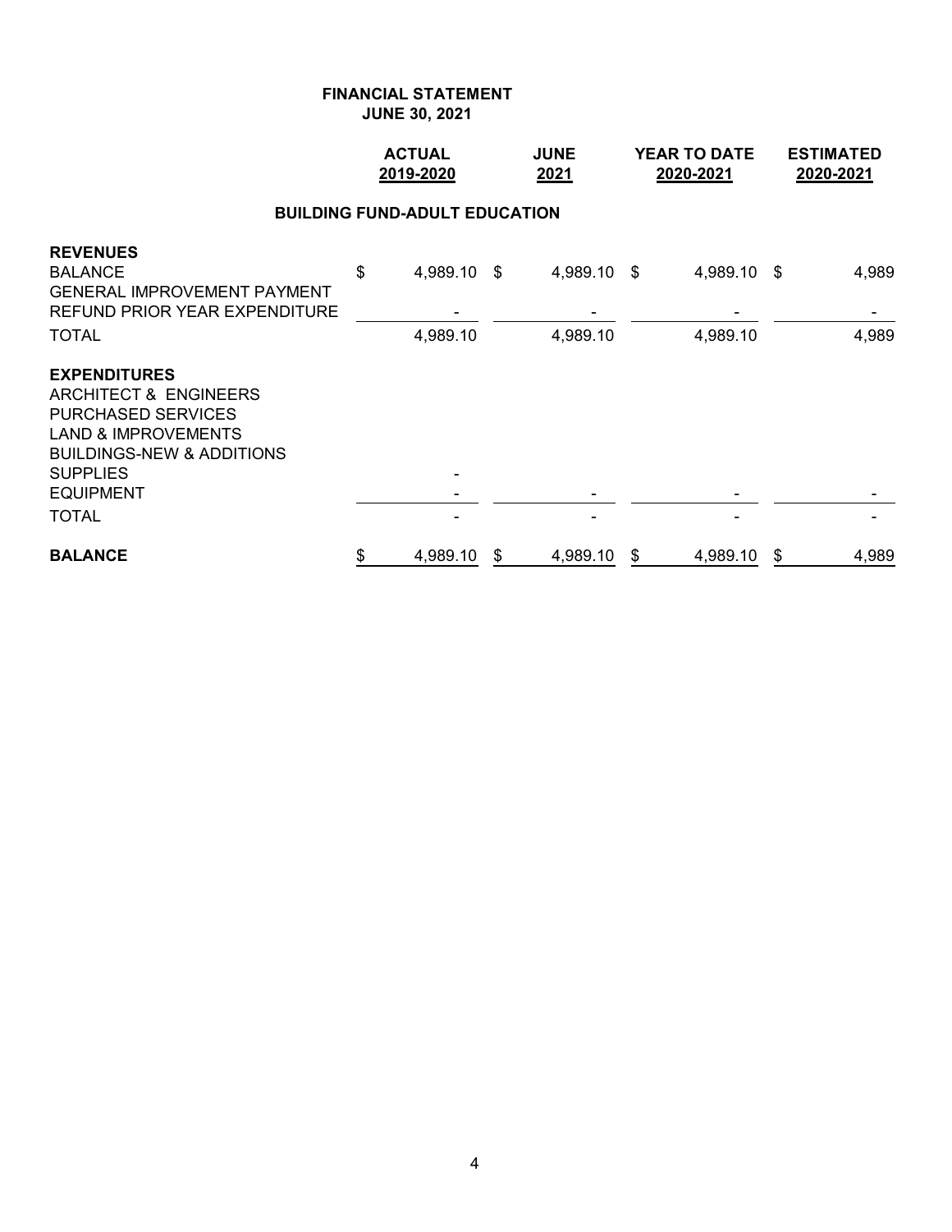**FINANCIAL STATEMENT**
**JUNE 30, 2021**

| | ACTUAL 2019-2020 | JUNE 2021 | YEAR TO DATE 2020-2021 | ESTIMATED 2020-2021 |
|---|---|---|---|---|
| **BUILDING FUND-ADULT EDUCATION** | | | | |
| **REVENUES** | | | | |
| BALANCE | $ 4,989.10 | $ 4,989.10 | $ 4,989.10 | $ 4,989 |
| GENERAL IMPROVEMENT PAYMENT | | | | |
| REFUND PRIOR YEAR EXPENDITURE | - | - | - | - |
| TOTAL | 4,989.10 | 4,989.10 | 4,989.10 | 4,989 |
| **EXPENDITURES** | | | | |
| ARCHITECT & ENGINEERS | | | | |
| PURCHASED SERVICES | | | | |
| LAND & IMPROVEMENTS | | | | |
| BUILDINGS-NEW & ADDITIONS | | | | |
| SUPPLIES | - | | | |
| EQUIPMENT | - | - | - | - |
| TOTAL | - | - | - | - |
| **BALANCE** | $ 4,989.10 | $ 4,989.10 | $ 4,989.10 | $ 4,989 |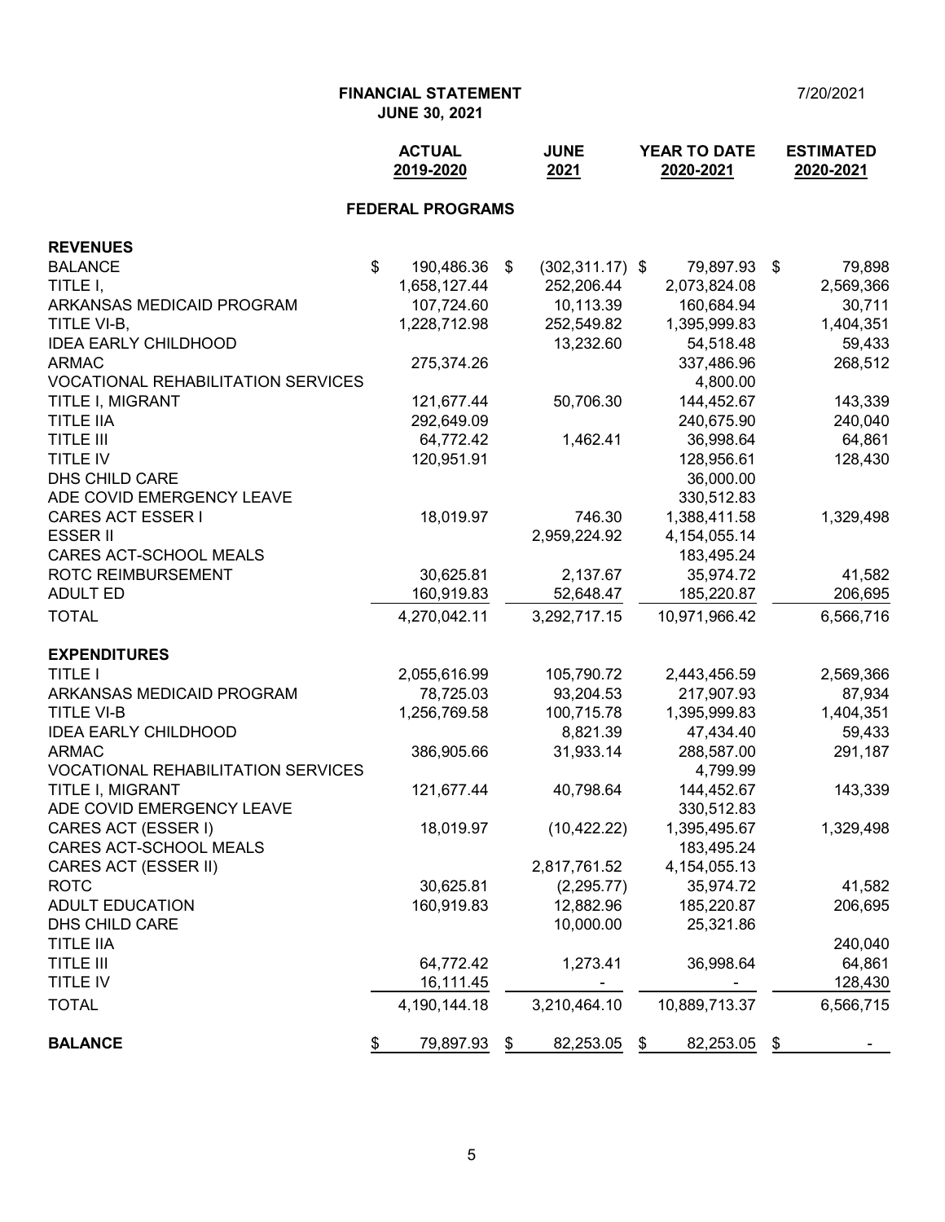**FINANCIAL STATEMENT**
**JUNE 30, 2021**

7/20/2021

| | ACTUAL 2019-2020 | JUNE 2021 | YEAR TO DATE 2020-2021 | ESTIMATED 2020-2021 |
|---|---|---|---|---|
| **FEDERAL PROGRAMS** | | | | |
| **REVENUES** | | | | |
| BALANCE | $ 190,486.36 | $ (302,311.17) | $ 79,897.93 | $ 79,898 |
| TITLE I, | 1,658,127.44 | 252,206.44 | 2,073,824.08 | 2,569,366 |
| ARKANSAS MEDICAID PROGRAM | 107,724.60 | 10,113.39 | 160,684.94 | 30,711 |
| TITLE VI-B, | 1,228,712.98 | 252,549.82 | 1,395,999.83 | 1,404,351 |
| IDEA EARLY CHILDHOOD | | 13,232.60 | 54,518.48 | 59,433 |
| ARMAC | 275,374.26 | | 337,486.96 | 268,512 |
| VOCATIONAL REHABILITATION SERVICES | | | 4,800.00 | |
| TITLE I, MIGRANT | 121,677.44 | 50,706.30 | 144,452.67 | 143,339 |
| TITLE IIA | 292,649.09 | | 240,675.90 | 240,040 |
| TITLE III | 64,772.42 | 1,462.41 | 36,998.64 | 64,861 |
| TITLE IV | 120,951.91 | | 128,956.61 | 128,430 |
| DHS CHILD CARE | | | 36,000.00 | |
| ADE COVID EMERGENCY LEAVE | | | 330,512.83 | |
| CARES ACT ESSER I | 18,019.97 | 746.30 | 1,388,411.58 | 1,329,498 |
| ESSER II | | 2,959,224.92 | 4,154,055.14 | |
| CARES ACT-SCHOOL MEALS | | | 183,495.24 | |
| ROTC REIMBURSEMENT | 30,625.81 | 2,137.67 | 35,974.72 | 41,582 |
| ADULT ED | 160,919.83 | 52,648.47 | 185,220.87 | 206,695 |
| TOTAL | 4,270,042.11 | 3,292,717.15 | 10,971,966.42 | 6,566,716 |
| **EXPENDITURES** | | | | |
| TITLE I | 2,055,616.99 | 105,790.72 | 2,443,456.59 | 2,569,366 |
| ARKANSAS MEDICAID PROGRAM | 78,725.03 | 93,204.53 | 217,907.93 | 87,934 |
| TITLE VI-B | 1,256,769.58 | 100,715.78 | 1,395,999.83 | 1,404,351 |
| IDEA EARLY CHILDHOOD | | 8,821.39 | 47,434.40 | 59,433 |
| ARMAC | 386,905.66 | 31,933.14 | 288,587.00 | 291,187 |
| VOCATIONAL REHABILITATION SERVICES | | | 4,799.99 | |
| TITLE I, MIGRANT | 121,677.44 | 40,798.64 | 144,452.67 | 143,339 |
| ADE COVID EMERGENCY LEAVE | | | 330,512.83 | |
| CARES ACT (ESSER I) | 18,019.97 | (10,422.22) | 1,395,495.67 | 1,329,498 |
| CARES ACT-SCHOOL MEALS | | | 183,495.24 | |
| CARES ACT (ESSER II) | | 2,817,761.52 | 4,154,055.13 | |
| ROTC | 30,625.81 | (2,295.77) | 35,974.72 | 41,582 |
| ADULT EDUCATION | 160,919.83 | 12,882.96 | 185,220.87 | 206,695 |
| DHS CHILD CARE | | 10,000.00 | 25,321.86 | |
| TITLE IIA | | | | 240,040 |
| TITLE III | 64,772.42 | 1,273.41 | 36,998.64 | 64,861 |
| TITLE IV | 16,111.45 | - | - | 128,430 |
| TOTAL | 4,190,144.18 | 3,210,464.10 | 10,889,713.37 | 6,566,715 |
| **BALANCE** | $ 79,897.93 | $ 82,253.05 | $ 82,253.05 | $ - |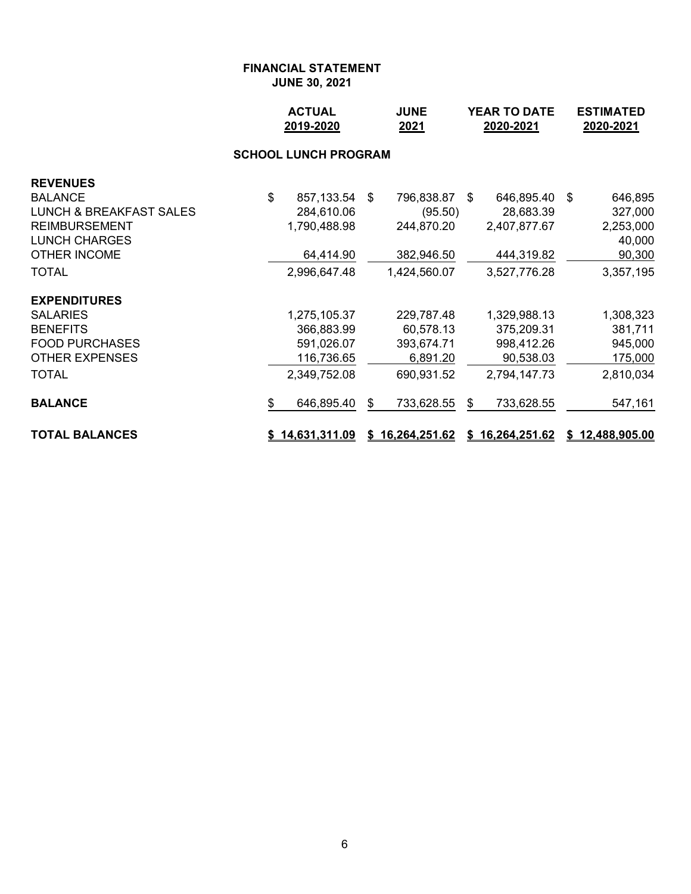**FINANCIAL STATEMENT**
**JUNE 30, 2021**

| | ACTUAL 2019-2020 | JUNE 2021 | YEAR TO DATE 2020-2021 | ESTIMATED 2020-2021 |
|---|---|---|---|---|
| **SCHOOL LUNCH PROGRAM** | | | | |
| **REVENUES** | | | | |
| BALANCE | $ 857,133.54 | $ 796,838.87 | $ 646,895.40 | $ 646,895 |
| LUNCH & BREAKFAST SALES | 284,610.06 | (95.50) | 28,683.39 | 327,000 |
| REIMBURSEMENT | 1,790,488.98 | 244,870.20 | 2,407,877.67 | 2,253,000 |
| LUNCH CHARGES | | | | 40,000 |
| OTHER INCOME | 64,414.90 | 382,946.50 | 444,319.82 | 90,300 |
| TOTAL | 2,996,647.48 | 1,424,560.07 | 3,527,776.28 | 3,357,195 |
| **EXPENDITURES** | | | | |
| SALARIES | 1,275,105.37 | 229,787.48 | 1,329,988.13 | 1,308,323 |
| BENEFITS | 366,883.99 | 60,578.13 | 375,209.31 | 381,711 |
| FOOD PURCHASES | 591,026.07 | 393,674.71 | 998,412.26 | 945,000 |
| OTHER EXPENSES | 116,736.65 | 6,891.20 | 90,538.03 | 175,000 |
| TOTAL | 2,349,752.08 | 690,931.52 | 2,794,147.73 | 2,810,034 |
| **BALANCE** | $ 646,895.40 | $ 733,628.55 | $ 733,628.55 | 547,161 |
| **TOTAL BALANCES** | **$ 14,631,311.09** | **$ 16,264,251.62** | **$ 16,264,251.62** | **$ 12,488,905.00** |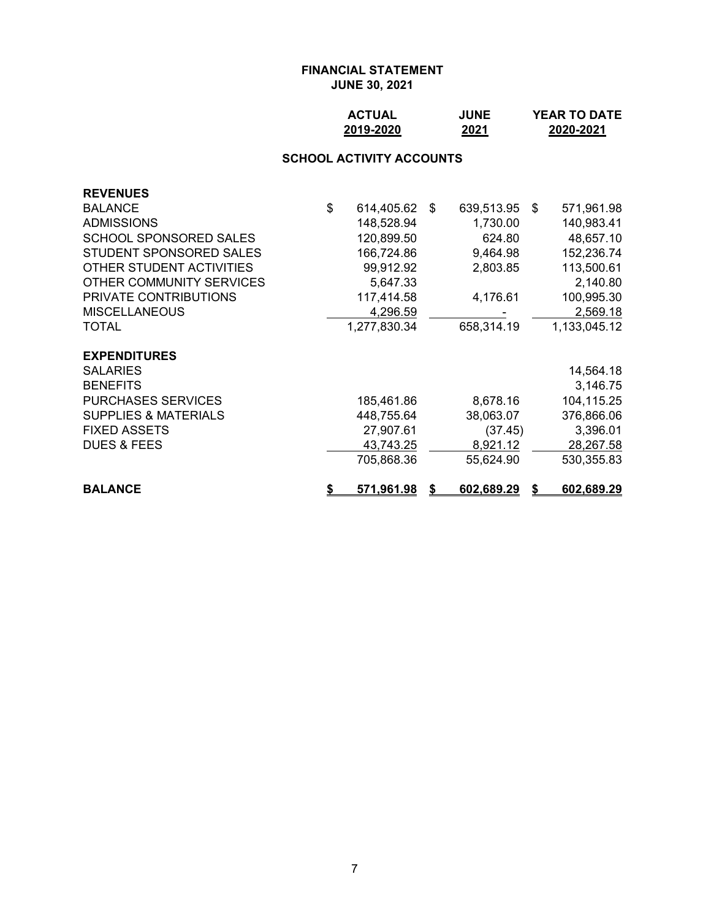# FINANCIAL STATEMENT
## JUNE 30, 2021

### SCHOOL ACTIVITY ACCOUNTS

| | ACTUAL 2019-2020 | JUNE 2021 | YEAR TO DATE 2020-2021 |
|---|---|---|---|
| **REVENUES** | | | |
| BALANCE | $ 614,405.62 | $ 639,513.95 | $ 571,961.98 |
| ADMISSIONS | 148,528.94 | 1,730.00 | 140,983.41 |
| SCHOOL SPONSORED SALES | 120,899.50 | 624.80 | 48,657.10 |
| STUDENT SPONSORED SALES | 166,724.86 | 9,464.98 | 152,236.74 |
| OTHER STUDENT ACTIVITIES | 99,912.92 | 2,803.85 | 113,500.61 |
| OTHER COMMUNITY SERVICES | 5,647.33 | | 2,140.80 |
| PRIVATE CONTRIBUTIONS | 117,414.58 | 4,176.61 | 100,995.30 |
| MISCELLANEOUS | 4,296.59 | - | 2,569.18 |
| TOTAL | 1,277,830.34 | 658,314.19 | 1,133,045.12 |
| **EXPENDITURES** | | | |
| SALARIES | | | 14,564.18 |
| BENEFITS | | | 3,146.75 |
| PURCHASES SERVICES | 185,461.86 | 8,678.16 | 104,115.25 |
| SUPPLIES & MATERIALS | 448,755.64 | 38,063.07 | 376,866.06 |
| FIXED ASSETS | 27,907.61 | (37.45) | 3,396.01 |
| DUES & FEES | 43,743.25 | 8,921.12 | 28,267.58 |
| | 705,868.36 | 55,624.90 | 530,355.83 |
| **BALANCE** | **$ 571,961.98** | **$ 602,689.29** | **$ 602,689.29** |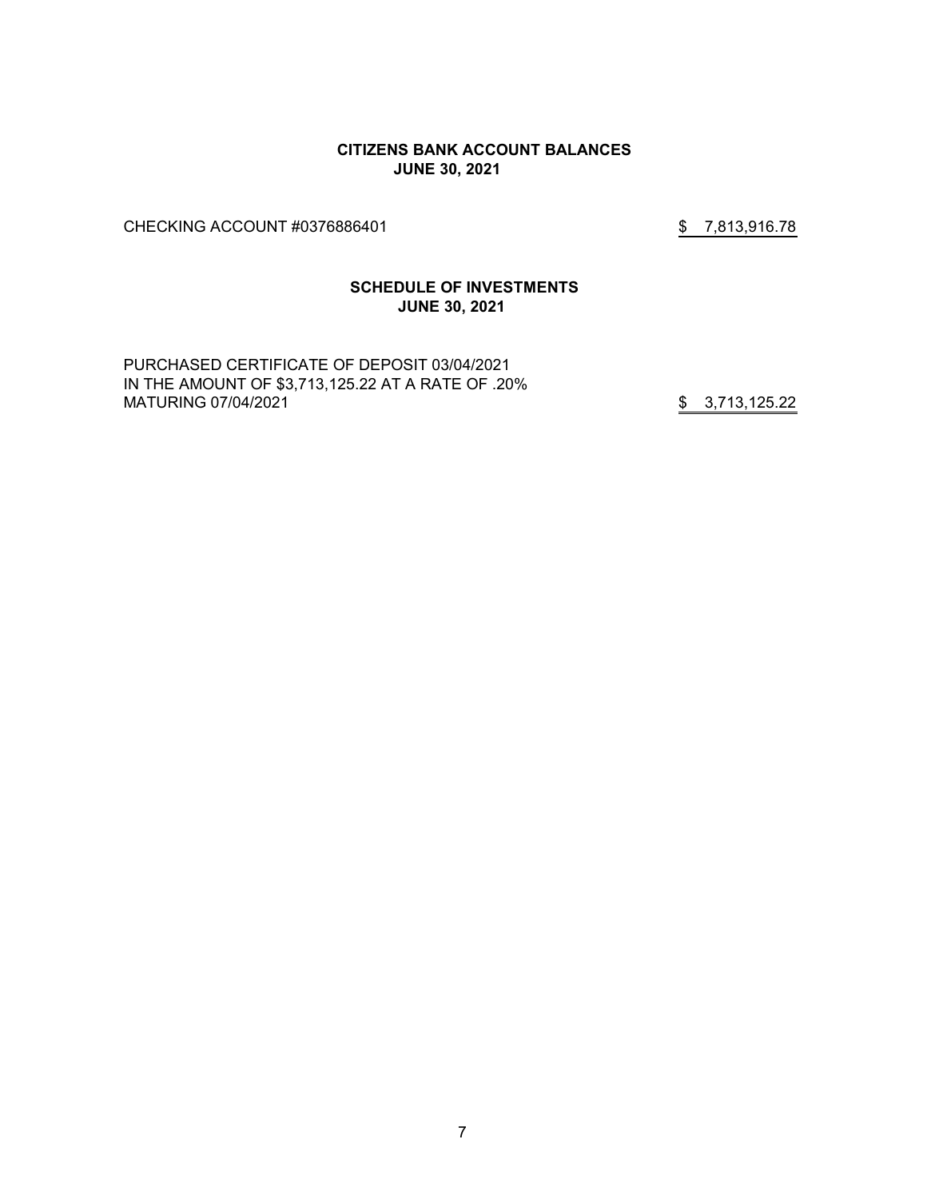## CITIZENS BANK ACCOUNT BALANCES
## JUNE 30, 2021

| | |
|---|---|
| CHECKING ACCOUNT #0376886401 | $ 7,813,916.78 |

## SCHEDULE OF INVESTMENTS
## JUNE 30, 2021

| | |
|---|---|
| PURCHASED CERTIFICATE OF DEPOSIT 03/04/2021<br>IN THE AMOUNT OF $3,713,125.22 AT A RATE OF .20%<br>MATURING 07/04/2021 | $ 3,713,125.22 |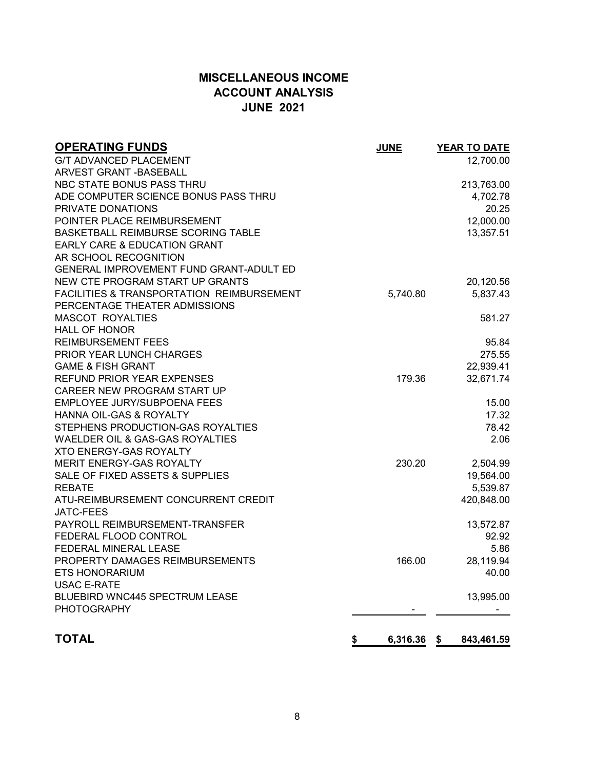# MISCELLANEOUS INCOME
# ACCOUNT ANALYSIS
# JUNE 2021

| OPERATING FUNDS | JUNE | YEAR TO DATE |
|---|---|---|
| G/T ADVANCED PLACEMENT | | 12,700.00 |
| ARVEST GRANT -BASEBALL | | |
| NBC STATE BONUS PASS THRU | | 213,763.00 |
| ADE COMPUTER SCIENCE BONUS PASS THRU | | 4,702.78 |
| PRIVATE DONATIONS | | 20.25 |
| POINTER PLACE REIMBURSEMENT | | 12,000.00 |
| BASKETBALL REIMBURSE SCORING TABLE | | 13,357.51 |
| EARLY CARE & EDUCATION GRANT | | |
| AR SCHOOL RECOGNITION | | |
| GENERAL IMPROVEMENT FUND GRANT-ADULT ED | | |
| NEW CTE PROGRAM START UP GRANTS | | 20,120.56 |
| FACILITIES & TRANSPORTATION REIMBURSEMENT | 5,740.80 | 5,837.43 |
| PERCENTAGE THEATER ADMISSIONS | | |
| MASCOT ROYALTIES | | 581.27 |
| HALL OF HONOR | | |
| REIMBURSEMENT FEES | | 95.84 |
| PRIOR YEAR LUNCH CHARGES | | 275.55 |
| GAME & FISH GRANT | | 22,939.41 |
| REFUND PRIOR YEAR EXPENSES | 179.36 | 32,671.74 |
| CAREER NEW PROGRAM START UP | | |
| EMPLOYEE JURY/SUBPOENA FEES | | 15.00 |
| HANNA OIL-GAS & ROYALTY | | 17.32 |
| STEPHENS PRODUCTION-GAS ROYALTIES | | 78.42 |
| WAELDER OIL & GAS-GAS ROYALTIES | | 2.06 |
| XTO ENERGY-GAS ROYALTY | | |
| MERIT ENERGY-GAS ROYALTY | 230.20 | 2,504.99 |
| SALE OF FIXED ASSETS & SUPPLIES | | 19,564.00 |
| REBATE | | 5,539.87 |
| ATU-REIMBURSEMENT CONCURRENT CREDIT | | 420,848.00 |
| JATC-FEES | | |
| PAYROLL REIMBURSEMENT-TRANSFER | | 13,572.87 |
| FEDERAL FLOOD CONTROL | | 92.92 |
| FEDERAL MINERAL LEASE | | 5.86 |
| PROPERTY DAMAGES REIMBURSEMENTS | 166.00 | 28,119.94 |
| ETS HONORARIUM | | 40.00 |
| USAC E-RATE | | |
| BLUEBIRD WNC445 SPECTRUM LEASE | | 13,995.00 |
| PHOTOGRAPHY | - | - |
| **TOTAL** | **$ 6,316.36** | **$ 843,461.59** |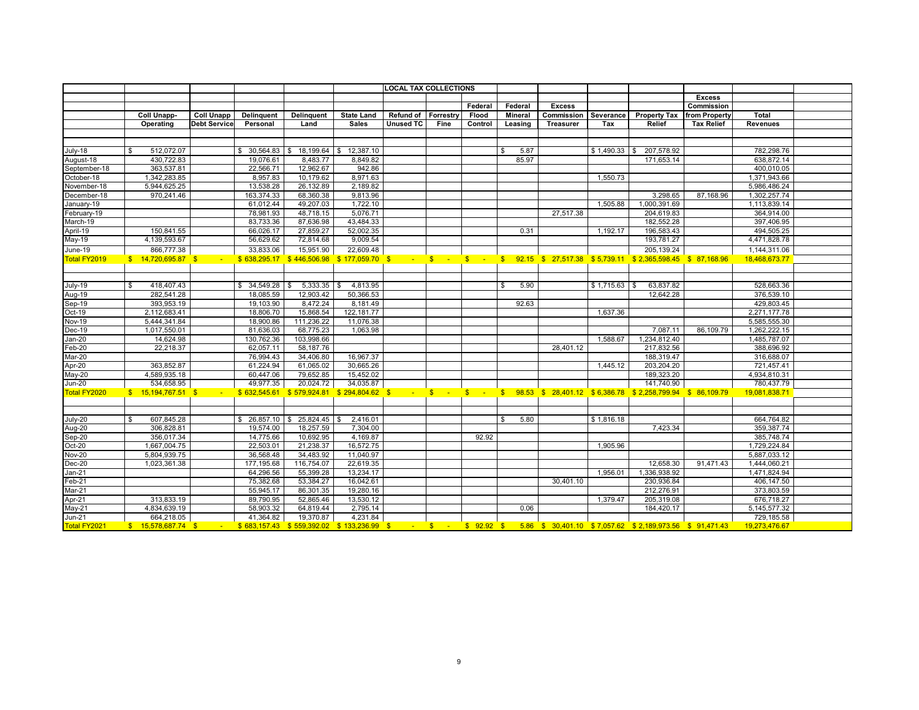| | | | | | | LOCAL TAX COLLECTIONS | | | | | | | | |
|---|---|---|---|---|---|---|---|---|---|---|---|---|---|---|
| | | | | | | | | Federal | Federal | Excess | | | Excess Commission | |
| | Coll Unapp-Operating | Coll Unapp Debt Service | Delinquent Personal | Delinquent Land | State Land Sales | Refund of Unused TC | Forrestry Fine | Flood Control | Mineral Leasing | Commission Treasurer | Severance Tax | Property Tax Relief | from Property Tax Relief | Total Revenues |
| July-18 | $ 512,072.07 | | $ 30,564.83 | $ 18,199.64 | $ 12,387.10 | | | | $ 5.87 | | $ 1,490.33 | $ 207,578.92 | | 782,298.76 |
| August-18 | 430,722.83 | | 19,076.61 | 8,483.77 | 8,849.82 | | | | 85.97 | | | 171,653.14 | | 638,872.14 |
| September-18 | 363,537.81 | | 22,566.71 | 12,962.67 | 942.86 | | | | | | | | | 400,010.05 |
| October-18 | 1,342,283.85 | | 8,957.83 | 10,179.62 | 8,971.63 | | | | | | 1,550.73 | | | 1,371,943.66 |
| November-18 | 5,944,625.25 | | 13,538.28 | 26,132.89 | 2,189.82 | | | | | | | | | 5,986,486.24 |
| December-18 | 970,241.46 | | 163,374.33 | 68,360.38 | 9,813.96 | | | | | | | 3,298.65 | 87,168.96 | 1,302,257.74 |
| January-19 | | | 61,012.44 | 49,207.03 | 1,722.10 | | | | | | 1,505.88 | 1,000,391.69 | | 1,113,839.14 |
| February-19 | | | 78,981.93 | 48,718.15 | 5,076.71 | | | | | 27,517.38 | | 204,619.83 | | 364,914.00 |
| March-19 | | | 83,733.36 | 87,636.98 | 43,484.33 | | | | | | | 182,552.28 | | 397,406.95 |
| April-19 | 150,841.55 | | 66,026.17 | 27,859.27 | 52,002.35 | | | | 0.31 | | 1,192.17 | 196,583.43 | | 494,505.25 |
| May-19 | 4,139,593.67 | | 56,629.62 | 72,814.68 | 9,009.54 | | | | | | | 193,781.27 | | 4,471,828.78 |
| June-19 | 866,777.38 | | 33,833.06 | 15,951.90 | 22,609.48 | | | | | | | 205,139.24 | | 1,144,311.06 |
| Total FY2019 | $ 14,720,695.87 | $ - | $ 638,295.17 | $ 446,506.98 | $ 177,059.70 | $ - | $ - | $ - | $ 92.15 | $ 27,517.38 | $ 5,739.11 | $ 2,365,598.45 | $ 87,168.96 | 18,468,673.77 |
| | | | | | | | | | | | | | | |
| July-19 | $ 418,407.43 | | $ 34,549.28 | $ 5,333.35 | $ 4,813.95 | | | | $ 5.90 | | $ 1,715.63 | $ 63,837.82 | | 528,663.36 |
| Aug-19 | 282,541.28 | | 18,085.59 | 12,903.42 | 50,366.53 | | | | | | | 12,642.28 | | 376,539.10 |
| Sep-19 | 393,953.19 | | 19,103.90 | 8,472.24 | 8,181.49 | | | | 92.63 | | | | | 429,803.45 |
| Oct-19 | 2,112,683.41 | | 18,806.70 | 15,868.54 | 122,181.77 | | | | | | 1,637.36 | | | 2,271,177.78 |
| Nov-19 | 5,444,341.84 | | 18,900.86 | 111,236.22 | 11,076.38 | | | | | | | | | 5,585,555.30 |
| Dec-19 | 1,017,550.01 | | 81,636.03 | 68,775.23 | 1,063.98 | | | | | | | 7,087.11 | 86,109.79 | 1,262,222.15 |
| Jan-20 | 14,624.98 | | 130,762.36 | 103,998.66 | | | | | | | 1,588.67 | 1,234,812.40 | | 1,485,787.07 |
| Feb-20 | 22,218.37 | | 62,057.11 | 58,187.76 | | | | | | 28,401.12 | | 217,832.56 | | 388,696.92 |
| Mar-20 | | | 76,994.43 | 34,406.80 | 16,967.37 | | | | | | | 188,319.47 | | 316,688.07 |
| Apr-20 | 363,852.87 | | 61,224.94 | 61,065.02 | 30,665.26 | | | | | | 1,445.12 | 203,204.20 | | 721,457.41 |
| May-20 | 4,589,935.18 | | 60,447.06 | 79,652.85 | 15,452.02 | | | | | | | 189,323.20 | | 4,934,810.31 |
| Jun-20 | 534,658.95 | | 49,977.35 | 20,024.72 | 34,035.87 | | | | | | | 141,740.90 | | 780,437.79 |
| Total FY2020 | $ 15,194,767.51 | $ - | $ 632,545.61 | $ 579,924.81 | $ 294,804.62 | $ - | $ - | $ - | $ 98.53 | $ 28,401.12 | $ 6,386.78 | $ 2,258,799.94 | $ 86,109.79 | 19,081,838.71 |
| | | | | | | | | | | | | | | |
| July-20 | $ 607,845.28 | | $ 26,857.10 | $ 25,824.45 | $ 2,416.01 | | | | $ 5.80 | | $ 1,816.18 | | | 664,764.82 |
| Aug-20 | 306,828.81 | | 19,574.00 | 18,257.59 | 7,304.00 | | | | | | | 7,423.34 | | 359,387.74 |
| Sep-20 | 356,017.34 | | 14,775.66 | 10,692.95 | 4,169.87 | | | 92.92 | | | | | | 385,748.74 |
| Oct-20 | 1,667,004.75 | | 22,503.01 | 21,238.37 | 16,572.75 | | | | | | 1,905.96 | | | 1,729,224.84 |
| Nov-20 | 5,804,939.75 | | 36,568.48 | 34,483.92 | 11,040.97 | | | | | | | | | 5,887,033.12 |
| Dec-20 | 1,023,361.38 | | 177,195.68 | 116,754.07 | 22,619.35 | | | | | | | 12,658.30 | 91,471.43 | 1,444,060.21 |
| Jan-21 | | | 64,296.56 | 55,399.28 | 13,234.17 | | | | | | 1,956.01 | 1,336,938.92 | | 1,471,824.94 |
| Feb-21 | | | 75,382.68 | 53,384.27 | 16,042.61 | | | | | 30,401.10 | | 230,936.84 | | 406,147.50 |
| Mar-21 | | | 55,945.17 | 86,301.35 | 19,280.16 | | | | | | | 212,276.91 | | 373,803.59 |
| Apr-21 | 313,833.19 | | 89,790.95 | 52,865.46 | 13,530.12 | | | | | | 1,379.47 | 205,319.08 | | 676,718.27 |
| May-21 | 4,834,639.19 | | 58,903.32 | 64,819.44 | 2,795.14 | | | | 0.06 | | | 184,420.17 | | 5,145,577.32 |
| Jun-21 | 664,218.05 | | 41,364.82 | 19,370.87 | 4,231.84 | | | | | | | | | 729,185.58 |
| Total FY2021 | $ 15,578,687.74 | $ - | $ 683,157.43 | $ 559,392.02 | $ 133,236.99 | $ - | $ - | $ 92.92 | $ 5.86 | $ 30,401.10 | $ 7,057.62 | $ 2,189,973.56 | $ 91,471.43 | 19,273,476.67 |